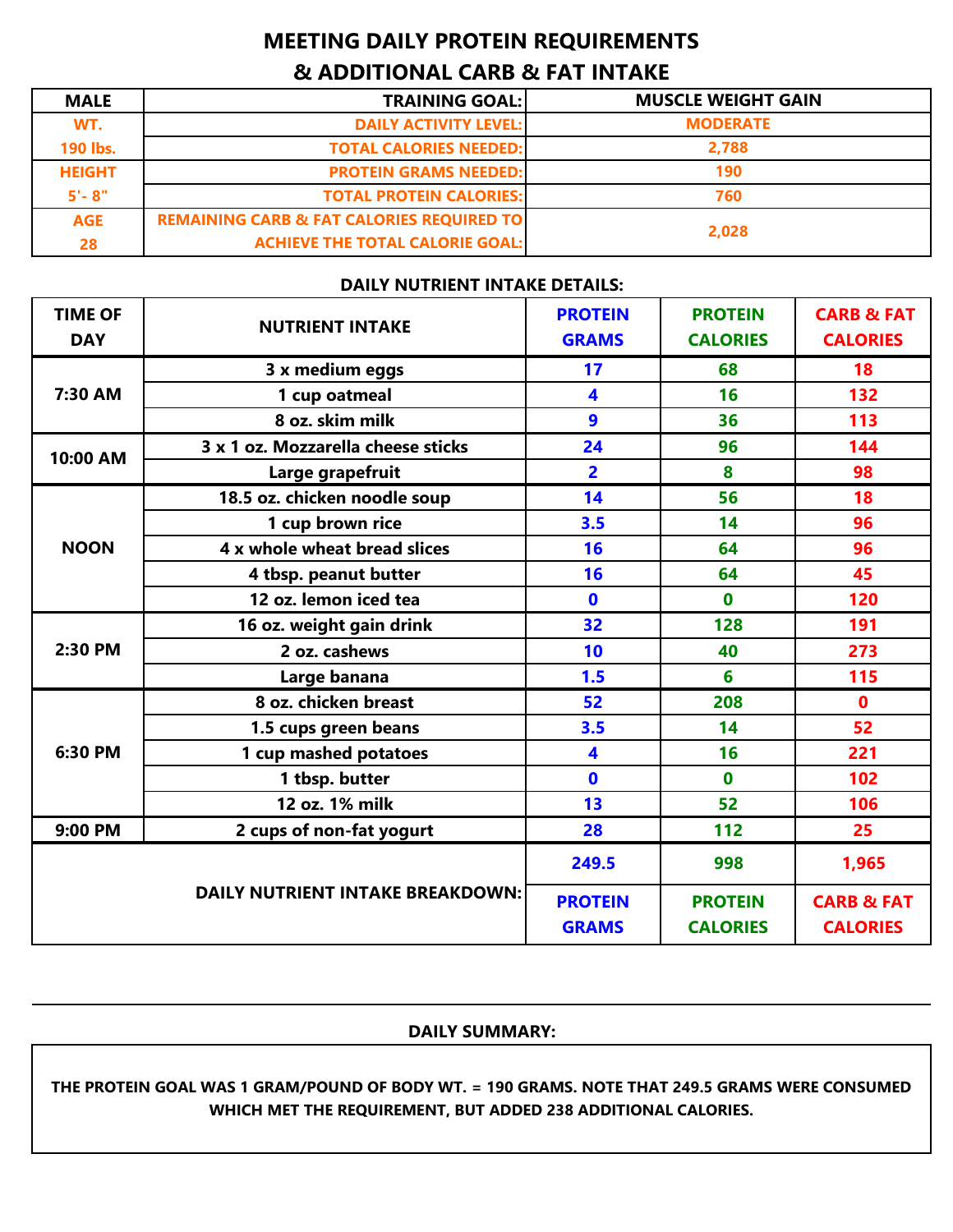# MEETING DAILY PROTEIN REQUIREMENTS
# & ADDITIONAL CARB & FAT INTAKE

| MALE | TRAINING GOAL: | MUSCLE WEIGHT GAIN |
|---|---|---|
| WT. | DAILY ACTIVITY LEVEL: | MODERATE |
| 190 lbs. | TOTAL CALORIES NEEDED: | 2,788 |
| HEIGHT | PROTEIN GRAMS NEEDED: | 190 |
| 5'- 8" | TOTAL PROTEIN CALORIES: | 760 |
| AGE 28 | REMAINING CARB & FAT CALORIES REQUIRED TO ACHIEVE THE TOTAL CALORIE GOAL: | 2,028 |

**DAILY NUTRIENT INTAKE DETAILS:**

| TIME OF DAY | NUTRIENT INTAKE | PROTEIN GRAMS | PROTEIN CALORIES | CARB & FAT CALORIES |
|---|---|---|---|---|
| 7:30 AM | 3 x medium eggs | 17 | 68 | 18 |
| | 1 cup oatmeal | 4 | 16 | 132 |
| | 8 oz. skim milk | 9 | 36 | 113 |
| 10:00 AM | 3 x 1 oz. Mozzarella cheese sticks | 24 | 96 | 144 |
| | Large grapefruit | 2 | 8 | 98 |
| NOON | 18.5 oz. chicken noodle soup | 14 | 56 | 18 |
| | 1 cup brown rice | 3.5 | 14 | 96 |
| | 4 x whole wheat bread slices | 16 | 64 | 96 |
| | 4 tbsp. peanut butter | 16 | 64 | 45 |
| | 12 oz. lemon iced tea | 0 | 0 | 120 |
| 2:30 PM | 16 oz. weight gain drink | 32 | 128 | 191 |
| | 2 oz. cashews | 10 | 40 | 273 |
| | Large banana | 1.5 | 6 | 115 |
| 6:30 PM | 8 oz. chicken breast | 52 | 208 | 0 |
| | 1.5 cups green beans | 3.5 | 14 | 52 |
| | 1 cup mashed potatoes | 4 | 16 | 221 |
| | 1 tbsp. butter | 0 | 0 | 102 |
| | 12 oz. 1% milk | 13 | 52 | 106 |
| 9:00 PM | 2 cups of non-fat yogurt | 28 | 112 | 25 |
| | **DAILY NUTRIENT INTAKE BREAKDOWN:** | 249.5 | 998 | 1,965 |
| | | PROTEIN GRAMS | PROTEIN CALORIES | CARB & FAT CALORIES |

**DAILY SUMMARY:**

THE PROTEIN GOAL WAS 1 GRAM/POUND OF BODY WT. = 190 GRAMS. NOTE THAT 249.5 GRAMS WERE CONSUMED WHICH MET THE REQUIREMENT, BUT ADDED 238 ADDITIONAL CALORIES.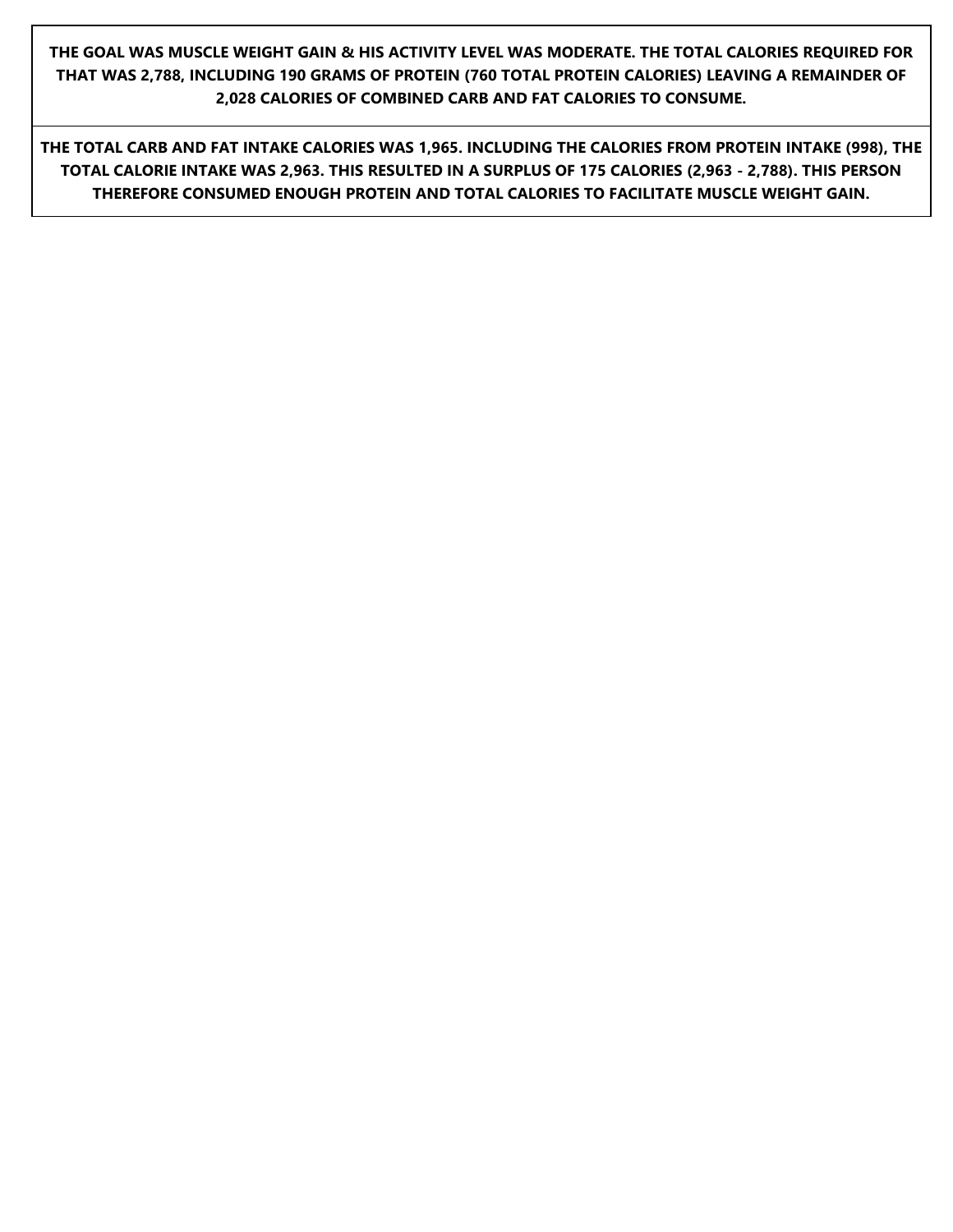**THE GOAL WAS MUSCLE WEIGHT GAIN & HIS ACTIVITY LEVEL WAS MODERATE. THE TOTAL CALORIES REQUIRED FOR THAT WAS 2,788, INCLUDING 190 GRAMS OF PROTEIN (760 TOTAL PROTEIN CALORIES) LEAVING A REMAINDER OF 2,028 CALORIES OF COMBINED CARB AND FAT CALORIES TO CONSUME.**

**THE TOTAL CARB AND FAT INTAKE CALORIES WAS 1,965. INCLUDING THE CALORIES FROM PROTEIN INTAKE (998), THE TOTAL CALORIE INTAKE WAS 2,963. THIS RESULTED IN A SURPLUS OF 175 CALORIES (2,963 - 2,788). THIS PERSON THEREFORE CONSUMED ENOUGH PROTEIN AND TOTAL CALORIES TO FACILITATE MUSCLE WEIGHT GAIN.**